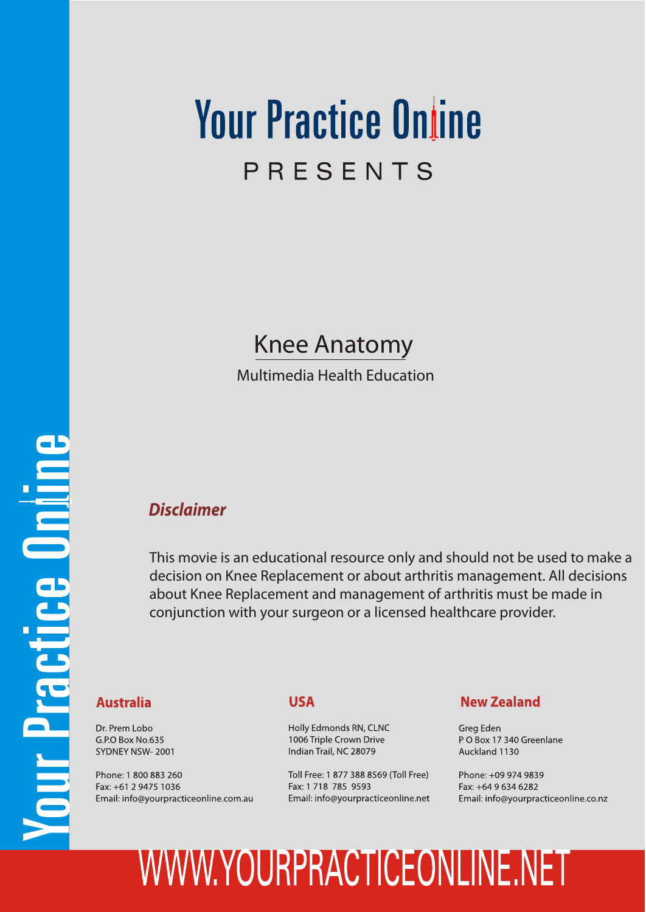# Your Practice Online

PRESENTS

## Knee Anatomy

Multimedia Health Education

### *Disclaimer*

This movie is an educational resource only and should not be used to make a decision on Knee Replacement or about arthritis management. All decisions about Knee Replacement and management of arthritis must be made in conjunction with your surgeon or a licensed healthcare provider.

**Australia**

Dr. Prem Lobo
G.P.O Box No.635
SYDNEY NSW- 2001

Phone: 1 800 883 260
Fax: +61 2 9475 1036
Email: info@yourpracticeonline.com.au

**USA**

Holly Edmonds RN, CLNC
1006 Triple Crown Drive
Indian Trail, NC 28079

Toll Free: 1 877 388 8569 (Toll Free)
Fax: 1 718 785 9593
Email: info@yourpracticeonline.net

**New Zealand**

Greg Eden
P O Box 17 340 Greenlane
Auckland 1130

Phone: +09 974 9839
Fax: +64 9 634 6282
Email: info@yourpracticeonline.co.nz

WWW.YOURPRACTICEONLINE.NET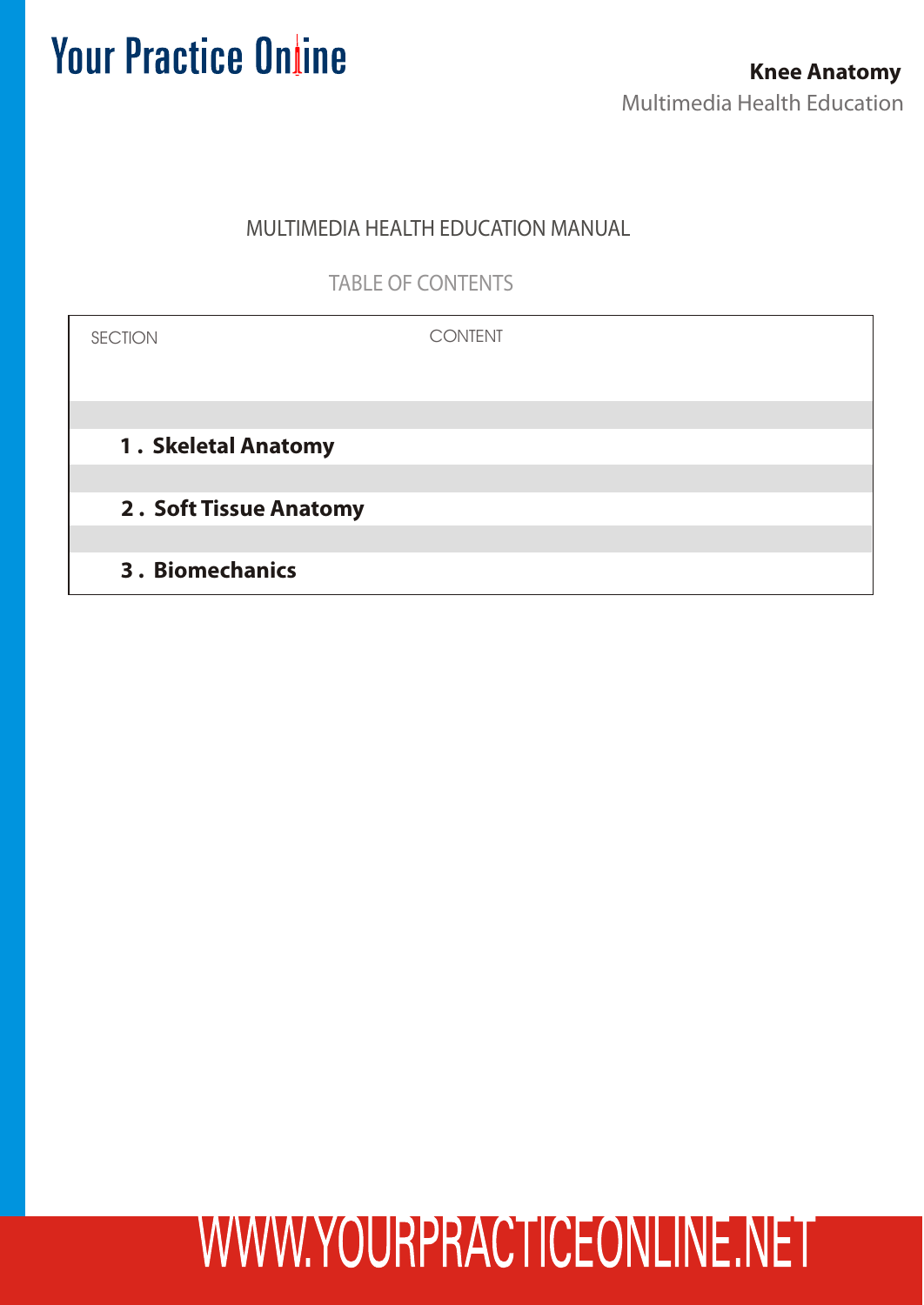MULTIMEDIA HEALTH EDUCATION MANUAL

TABLE OF CONTENTS

| SECTION | CONTENT |
| --- | --- |
| **1 . Skeletal Anatomy** | |
| **2 . Soft Tissue Anatomy** | |
| **3 . Biomechanics** | |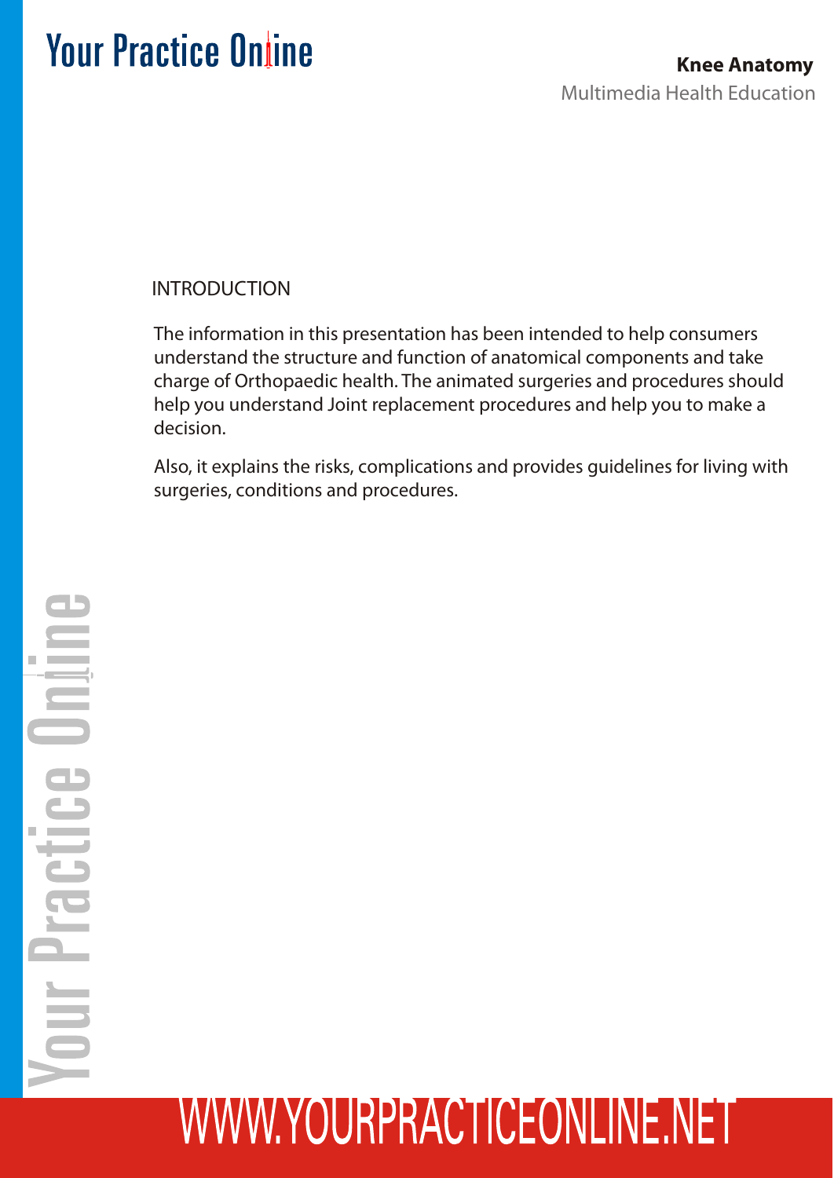## INTRODUCTION

The information in this presentation has been intended to help consumers understand the structure and function of anatomical components and take charge of Orthopaedic health. The animated surgeries and procedures should help you understand Joint replacement procedures and help you to make a decision.

Also, it explains the risks, complications and provides guidelines for living with surgeries, conditions and procedures.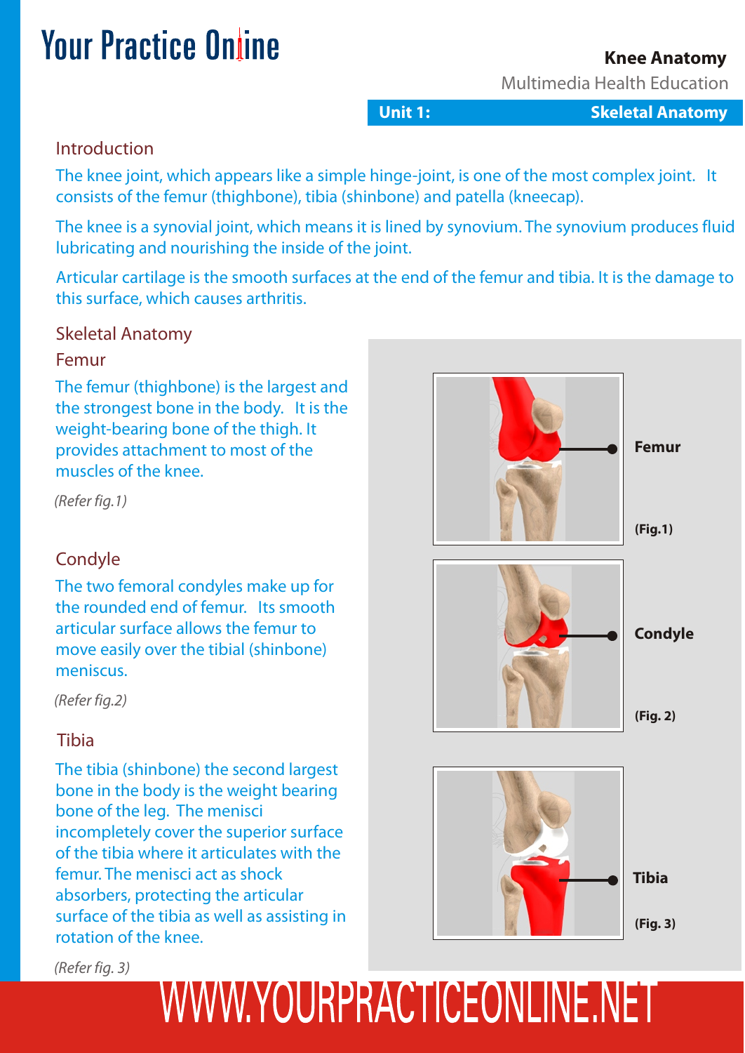# Knee Anatomy

Multimedia Health Education

**Unit 1: Skeletal Anatomy**

## Introduction

The knee joint, which appears like a simple hinge-joint, is one of the most complex joint. It consists of the femur (thighbone), tibia (shinbone) and patella (kneecap).

The knee is a synovial joint, which means it is lined by synovium. The synovium produces fluid lubricating and nourishing the inside of the joint.

Articular cartilage is the smooth surfaces at the end of the femur and tibia. It is the damage to this surface, which causes arthritis.

## Skeletal Anatomy

### Femur

The femur (thighbone) is the largest and the strongest bone in the body. It is the weight-bearing bone of the thigh. It provides attachment to most of the muscles of the knee.

*(Refer fig.1)*

Femur

**(Fig.1)**

### Condyle

The two femoral condyles make up for the rounded end of femur. Its smooth articular surface allows the femur to move easily over the tibial (shinbone) meniscus.

*(Refer fig.2)*

Condyle

**(Fig. 2)**

### Tibia

The tibia (shinbone) the second largest bone in the body is the weight bearing bone of the leg. The menisci incompletely cover the superior surface of the tibia where it articulates with the femur. The menisci act as shock absorbers, protecting the articular surface of the tibia as well as assisting in rotation of the knee.

*(Refer fig. 3)*

Tibia

**(Fig. 3)**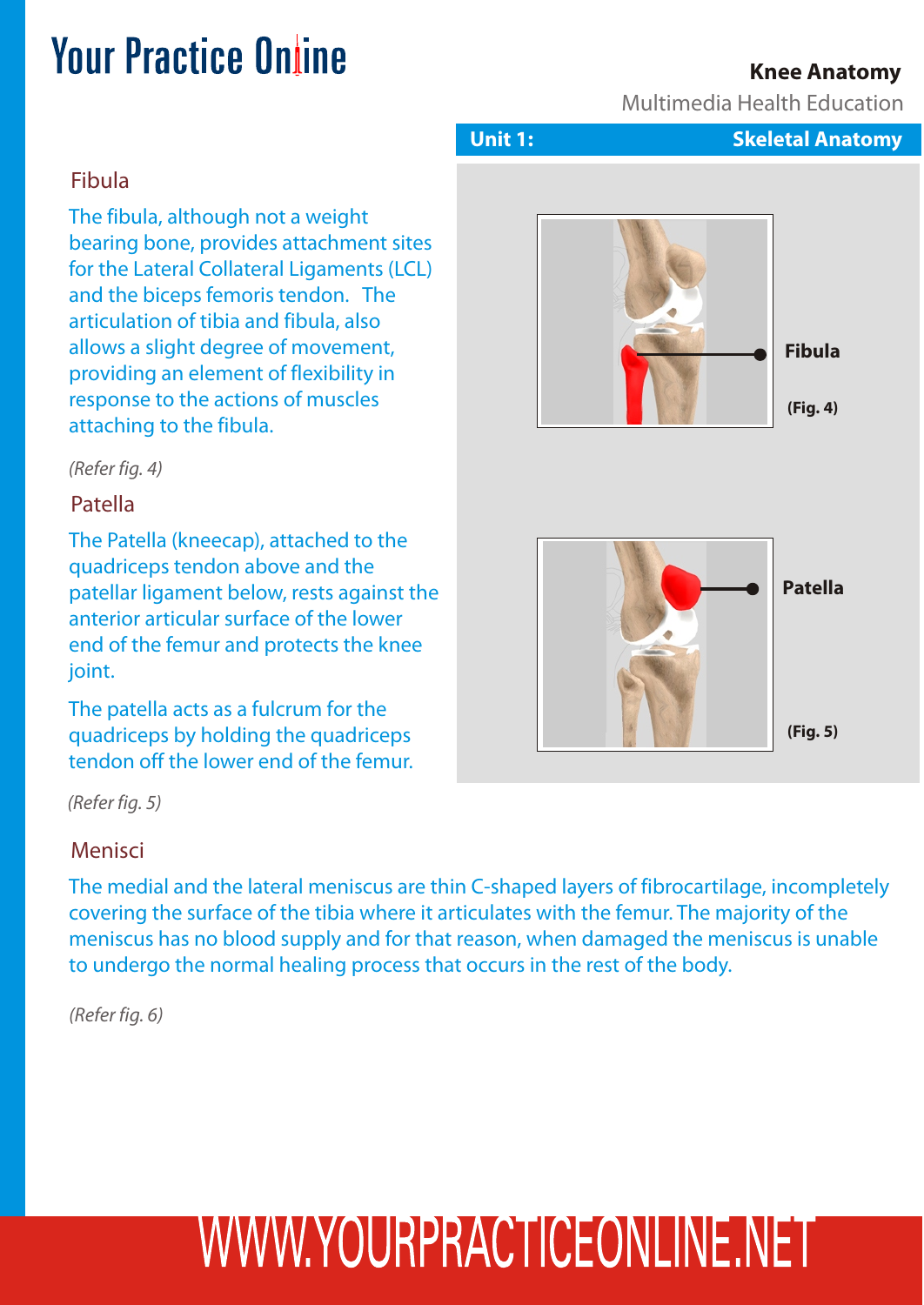## Fibula

The fibula, although not a weight bearing bone, provides attachment sites for the Lateral Collateral Ligaments (LCL) and the biceps femoris tendon. The articulation of tibia and fibula, also allows a slight degree of movement, providing an element of flexibility in response to the actions of muscles attaching to the fibula.

*(Refer fig. 4)*

Fibula

**(Fig. 4)**

## Patella

The Patella (kneecap), attached to the quadriceps tendon above and the patellar ligament below, rests against the anterior articular surface of the lower end of the femur and protects the knee joint.

The patella acts as a fulcrum for the quadriceps by holding the quadriceps tendon off the lower end of the femur.

*(Refer fig. 5)*

Patella

**(Fig. 5)**

## Menisci

The medial and the lateral meniscus are thin C-shaped layers of fibrocartilage, incompletely covering the surface of the tibia where it articulates with the femur. The majority of the meniscus has no blood supply and for that reason, when damaged the meniscus is unable to undergo the normal healing process that occurs in the rest of the body.

*(Refer fig. 6)*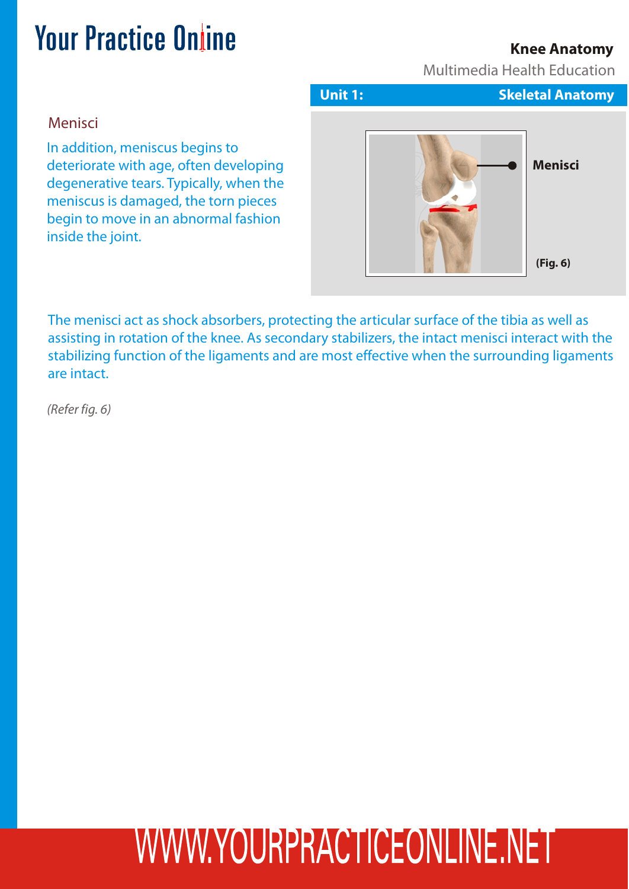## Menisci

In addition, meniscus begins to deteriorate with age, often developing degenerative tears. Typically, when the meniscus is damaged, the torn pieces begin to move in an abnormal fashion inside the joint.

Menisci

(Fig. 6)

The menisci act as shock absorbers, protecting the articular surface of the tibia as well as assisting in rotation of the knee. As secondary stabilizers, the intact menisci interact with the stabilizing function of the ligaments and are most effective when the surrounding ligaments are intact.

*(Refer fig. 6)*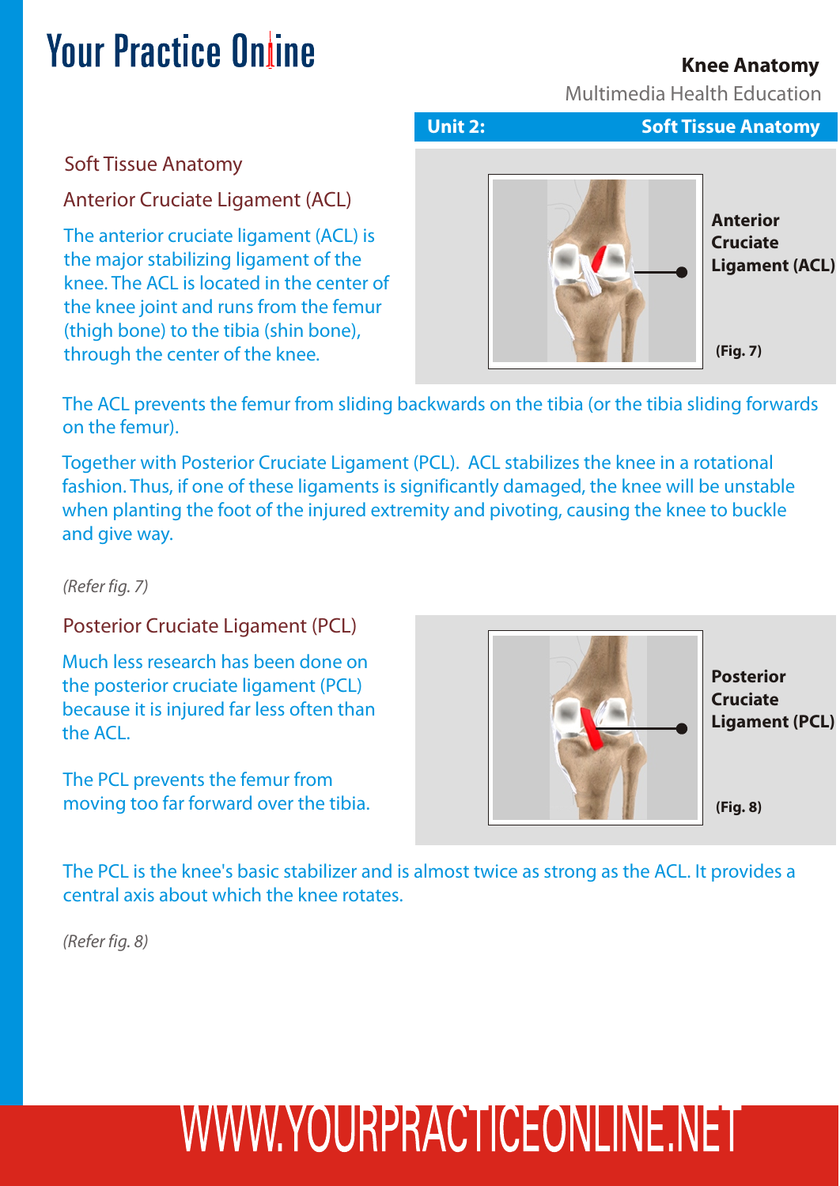## Unit 2: Soft Tissue Anatomy

### Soft Tissue Anatomy

### Anterior Cruciate Ligament (ACL)

The anterior cruciate ligament (ACL) is the major stabilizing ligament of the knee. The ACL is located in the center of the knee joint and runs from the femur (thigh bone) to the tibia (shin bone), through the center of the knee.

**Anterior Cruciate Ligament (ACL)**

**(Fig. 7)**

The ACL prevents the femur from sliding backwards on the tibia (or the tibia sliding forwards on the femur).

Together with Posterior Cruciate Ligament (PCL). ACL stabilizes the knee in a rotational fashion. Thus, if one of these ligaments is significantly damaged, the knee will be unstable when planting the foot of the injured extremity and pivoting, causing the knee to buckle and give way.

*(Refer fig. 7)*

### Posterior Cruciate Ligament (PCL)

Much less research has been done on the posterior cruciate ligament (PCL) because it is injured far less often than the ACL.

The PCL prevents the femur from moving too far forward over the tibia.

**Posterior Cruciate Ligament (PCL)**

**(Fig. 8)**

The PCL is the knee's basic stabilizer and is almost twice as strong as the ACL. It provides a central axis about which the knee rotates.

*(Refer fig. 8)*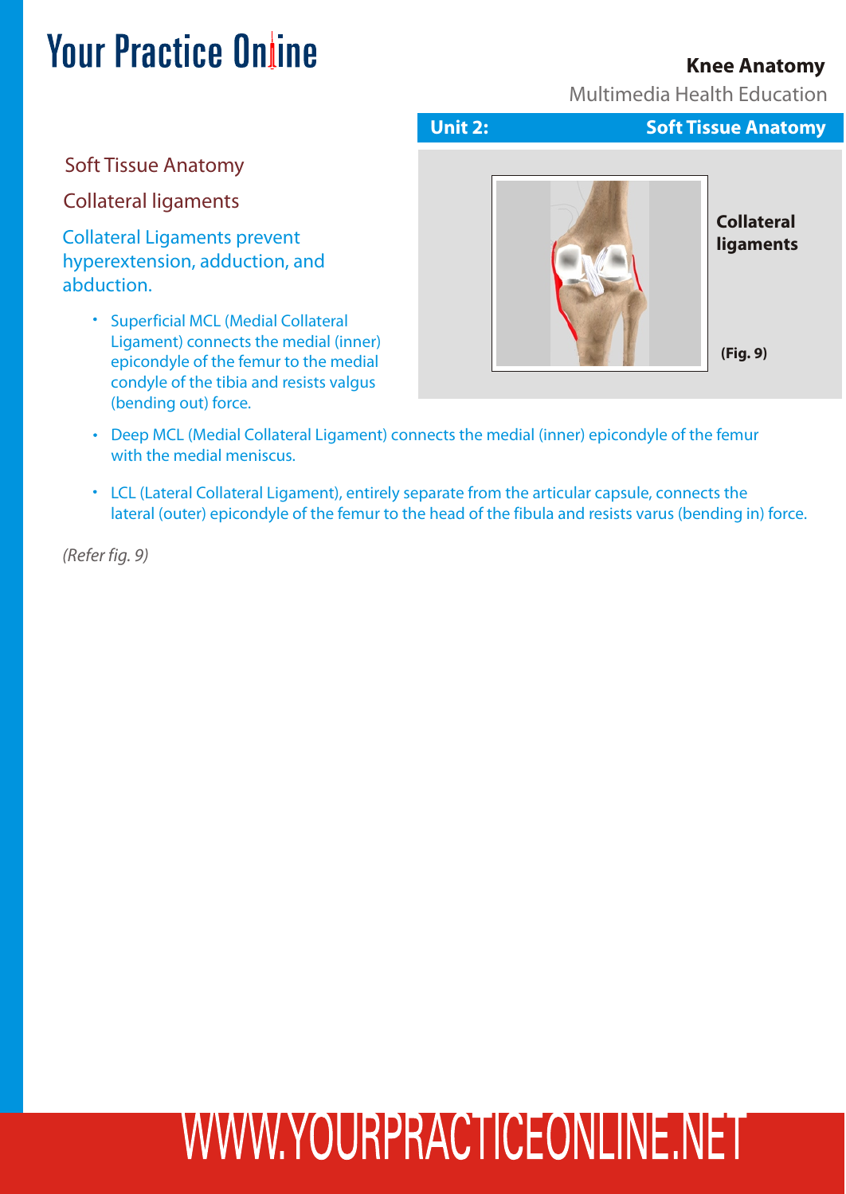## Unit 2: Soft Tissue Anatomy

### Soft Tissue Anatomy

#### Collateral ligaments

Collateral Ligaments prevent hyperextension, adduction, and abduction.

- Superficial MCL (Medial Collateral Ligament) connects the medial (inner) epicondyle of the femur to the medial condyle of the tibia and resists valgus (bending out) force.
- Deep MCL (Medial Collateral Ligament) connects the medial (inner) epicondyle of the femur with the medial meniscus.
- LCL (Lateral Collateral Ligament), entirely separate from the articular capsule, connects the lateral (outer) epicondyle of the femur to the head of the fibula and resists varus (bending in) force.

*(Refer fig. 9)*

**Collateral ligaments**

**(Fig. 9)**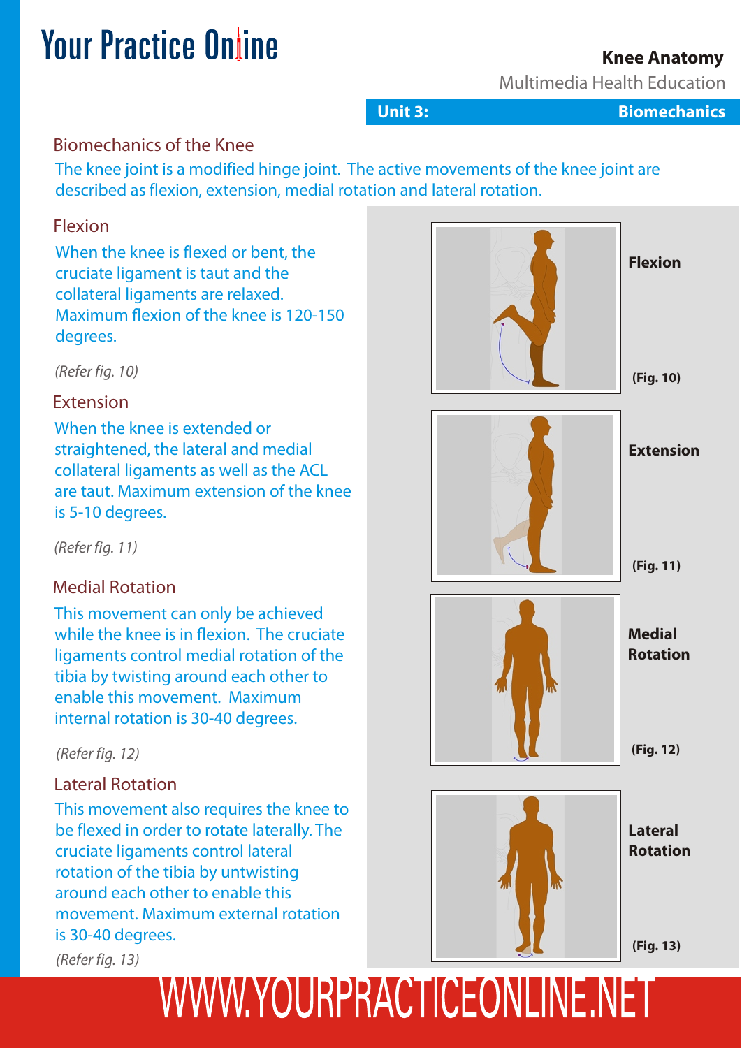## Biomechanics of the Knee

The knee joint is a modified hinge joint. The active movements of the knee joint are described as flexion, extension, medial rotation and lateral rotation.

### Flexion

When the knee is flexed or bent, the cruciate ligament is taut and the collateral ligaments are relaxed. Maximum flexion of the knee is 120-150 degrees.

*(Refer fig. 10)*

### Extension

When the knee is extended or straightened, the lateral and medial collateral ligaments as well as the ACL are taut. Maximum extension of the knee is 5-10 degrees.

*(Refer fig. 11)*

### Medial Rotation

This movement can only be achieved while the knee is in flexion. The cruciate ligaments control medial rotation of the tibia by twisting around each other to enable this movement. Maximum internal rotation is 30-40 degrees.

*(Refer fig. 12)*

### Lateral Rotation

This movement also requires the knee to be flexed in order to rotate laterally. The cruciate ligaments control lateral rotation of the tibia by untwisting around each other to enable this movement. Maximum external rotation is 30-40 degrees.

*(Refer fig. 13)*

**Flexion**

**(Fig. 10)**

**Extension**

**(Fig. 11)**

**Medial Rotation**

**(Fig. 12)**

**Lateral Rotation**

**(Fig. 13)**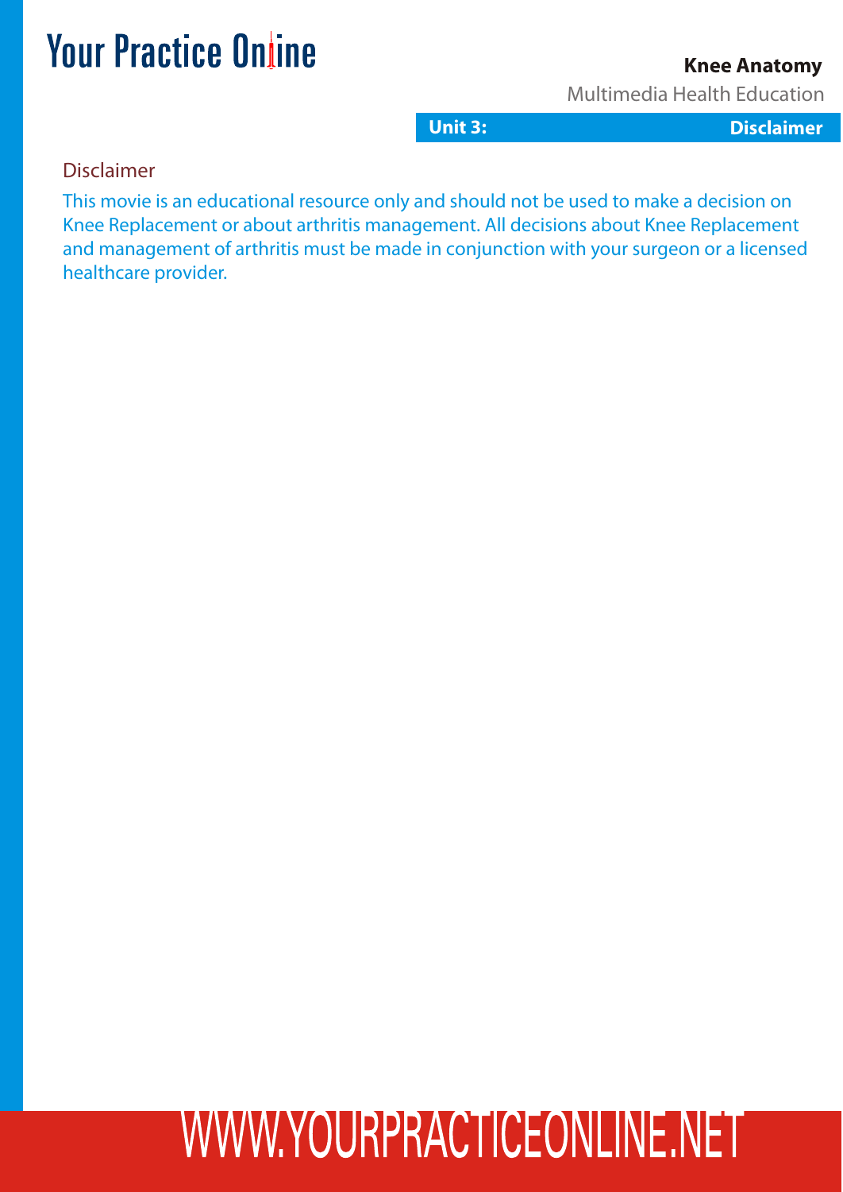## Unit 3: Disclaimer

### Disclaimer

This movie is an educational resource only and should not be used to make a decision on Knee Replacement or about arthritis management. All decisions about Knee Replacement and management of arthritis must be made in conjunction with your surgeon or a licensed healthcare provider.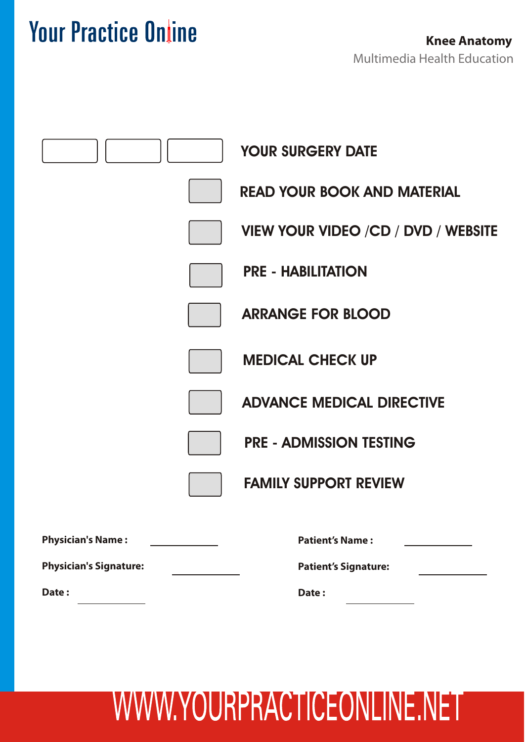Your Practice Online

**Knee Anatomy**
Multimedia Health Education

- [ ] [ ] [ ] YOUR SURGERY DATE
- [ ] READ YOUR BOOK AND MATERIAL
- [ ] VIEW YOUR VIDEO /CD / DVD / WEBSITE
- [ ] PRE - HABILITATION
- [ ] ARRANGE FOR BLOOD
- [ ] MEDICAL CHECK UP
- [ ] ADVANCE MEDICAL DIRECTIVE
- [ ] PRE - ADMISSION TESTING
- [ ] FAMILY SUPPORT REVIEW

**Physician's Name :** ____________

**Physician's Signature:** ____________

**Date :** ____________

**Patient's Name :** ____________

**Patient's Signature:** ____________

**Date :** ____________

WWW.YOURPRACTICEONLINE.NET